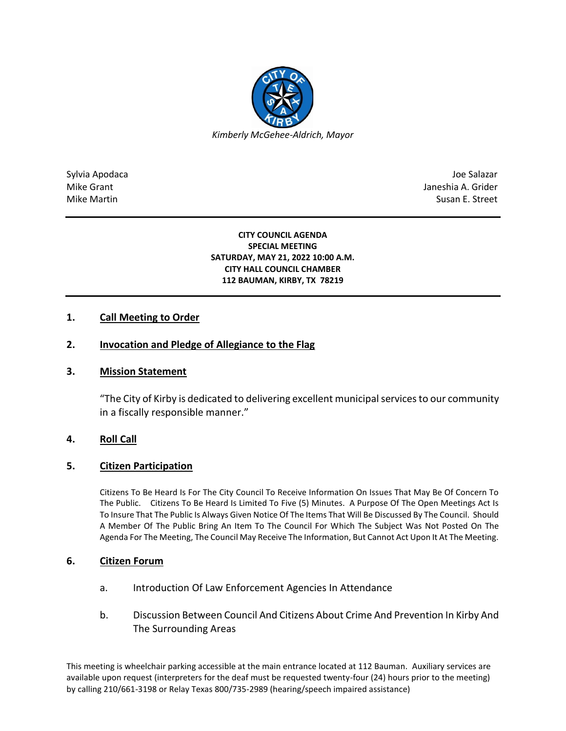*Kimberly McGehee-Aldrich, Mayor*

Sylvia Apodaca
Mike Grant
Mike Martin

Joe Salazar
Janeshia A. Grider
Susan E. Street

**CITY COUNCIL AGENDA**
**SPECIAL MEETING**
**SATURDAY, MAY 21, 2022 10:00 A.M.**
**CITY HALL COUNCIL CHAMBER**
**112 BAUMAN, KIRBY, TX 78219**

## 1. Call Meeting to Order

## 2. Invocation and Pledge of Allegiance to the Flag

## 3. Mission Statement

"The City of Kirby is dedicated to delivering excellent municipal services to our community in a fiscally responsible manner."

## 4. Roll Call

## 5. Citizen Participation

Citizens To Be Heard Is For The City Council To Receive Information On Issues That May Be Of Concern To The Public. Citizens To Be Heard Is Limited To Five (5) Minutes. A Purpose Of The Open Meetings Act Is To Insure That The Public Is Always Given Notice Of The Items That Will Be Discussed By The Council. Should A Member Of The Public Bring An Item To The Council For Which The Subject Was Not Posted On The Agenda For The Meeting, The Council May Receive The Information, But Cannot Act Upon It At The Meeting.

## 6. Citizen Forum

a. Introduction Of Law Enforcement Agencies In Attendance

b. Discussion Between Council And Citizens About Crime And Prevention In Kirby And The Surrounding Areas

This meeting is wheelchair parking accessible at the main entrance located at 112 Bauman. Auxiliary services are available upon request (interpreters for the deaf must be requested twenty-four (24) hours prior to the meeting) by calling 210/661-3198 or Relay Texas 800/735-2989 (hearing/speech impaired assistance)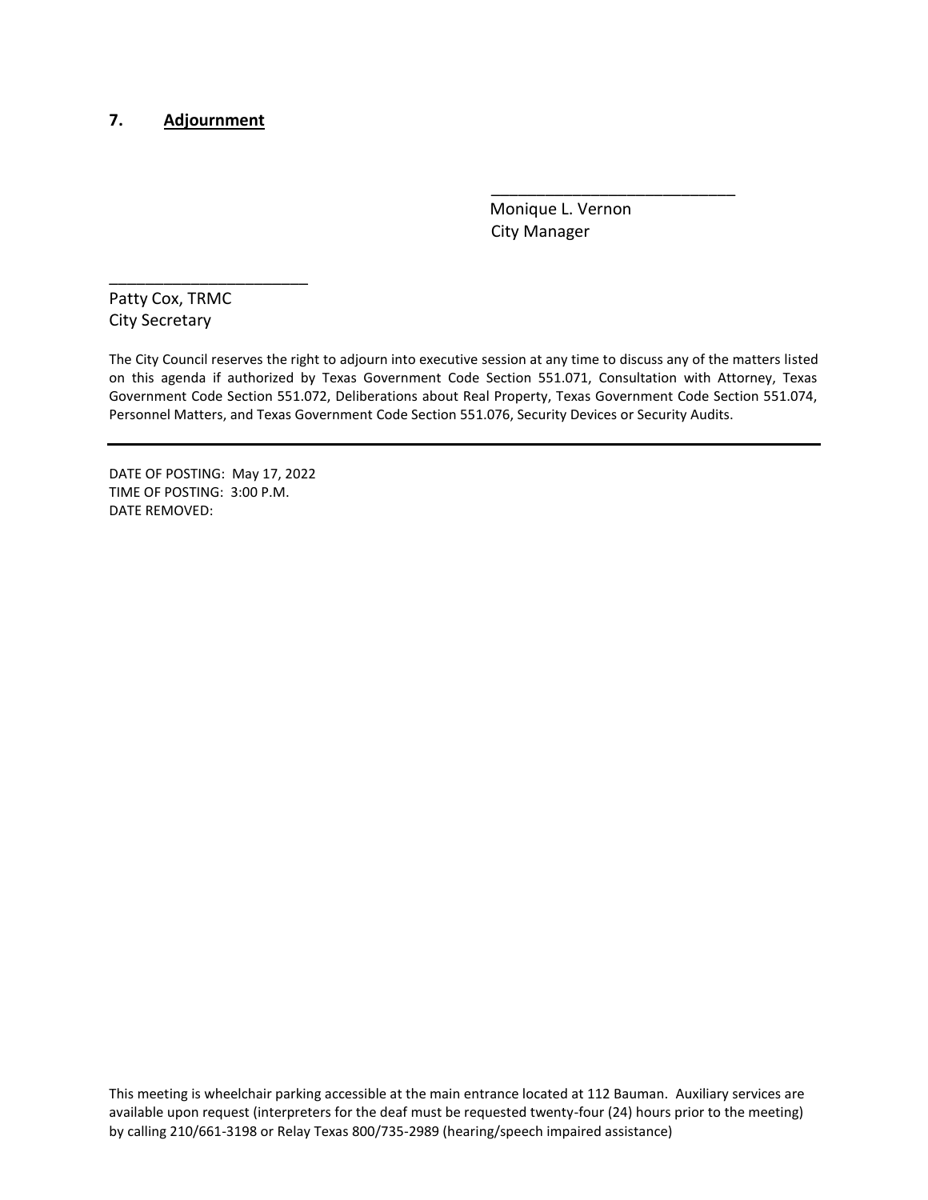**7. Adjournment**

\_\_\_\_\_\_\_\_\_\_\_\_\_\_\_\_\_\_\_\_\_\_\_\_\_\_\_\_
Monique L. Vernon
City Manager

\_\_\_\_\_\_\_\_\_\_\_\_\_\_\_\_\_\_\_\_\_\_\_
Patty Cox, TRMC
City Secretary

The City Council reserves the right to adjourn into executive session at any time to discuss any of the matters listed on this agenda if authorized by Texas Government Code Section 551.071, Consultation with Attorney, Texas Government Code Section 551.072, Deliberations about Real Property, Texas Government Code Section 551.074, Personnel Matters, and Texas Government Code Section 551.076, Security Devices or Security Audits.

---

DATE OF POSTING: May 17, 2022
TIME OF POSTING: 3:00 P.M.
DATE REMOVED:

This meeting is wheelchair parking accessible at the main entrance located at 112 Bauman. Auxiliary services are available upon request (interpreters for the deaf must be requested twenty-four (24) hours prior to the meeting) by calling 210/661-3198 or Relay Texas 800/735-2989 (hearing/speech impaired assistance)